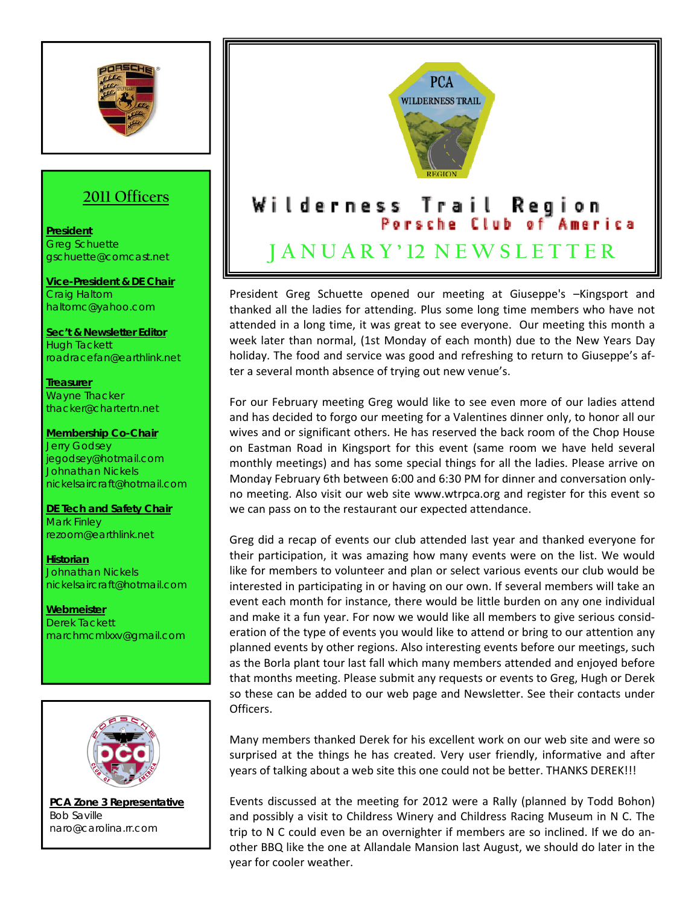# Wilderness Trail Region

## Porsche Club of America

## JANUARY'12 NEWSLETTER

President Greg Schuette opened our meeting at Giuseppe's –Kingsport and thanked all the ladies for attending. Plus some long time members who have not attended in a long time, it was great to see everyone. Our meeting this month a week later than normal, (1st Monday of each month) due to the New Years Day holiday. The food and service was good and refreshing to return to Giuseppe's after a several month absence of trying out new venue's.

For our February meeting Greg would like to see even more of our ladies attend and has decided to forgo our meeting for a Valentines dinner only, to honor all our wives and or significant others. He has reserved the back room of the Chop House on Eastman Road in Kingsport for this event (same room we have held several monthly meetings) and has some special things for all the ladies. Please arrive on Monday February 6th between 6:00 and 6:30 PM for dinner and conversation only-no meeting. Also visit our web site www.wtrpca.org and register for this event so we can pass on to the restaurant our expected attendance.

Greg did a recap of events our club attended last year and thanked everyone for their participation, it was amazing how many events were on the list. We would like for members to volunteer and plan or select various events our club would be interested in participating in or having on our own. If several members will take an event each month for instance, there would be little burden on any one individual and make it a fun year. For now we would like all members to give serious consideration of the type of events you would like to attend or bring to our attention any planned events by other regions. Also interesting events before our meetings, such as the Borla plant tour last fall which many members attended and enjoyed before that months meeting. Please submit any requests or events to Greg, Hugh or Derek so these can be added to our web page and Newsletter. See their contacts under Officers.

Many members thanked Derek for his excellent work on our web site and were so surprised at the things he has created. Very user friendly, informative and after years of talking about a web site this one could not be better. THANKS DEREK!!!

Events discussed at the meeting for 2012 were a Rally (planned by Todd Bohon) and possibly a visit to Childress Winery and Childress Racing Museum in N C. The trip to N C could even be an overnighter if members are so inclined. If we do another BBQ like the one at Allandale Mansion last August, we should do later in the year for cooler weather.

## 2011 Officers

**President**
Greg Schuette
gschuette@comcast.net

**Vice-President & DE Chair**
Craig Haltom
haltomc@yahoo.com

**Sec't & Newsletter Editor**
Hugh Tackett
roadracefan@earthlink.net

**Treasurer**
Wayne Thacker
thacker@chartertn.net

**Membership Co-Chair**
Jerry Godsey
jegodsey@hotmail.com
Johnathan Nickels
nickelsaircraft@hotmail.com

**DE Tech and Safety Chair**
Mark Finley
rezoom@earthlink.net

**Historian**
Johnathan Nickels
nickelsaircraft@hotmail.com

**Webmeister**
Derek Tackett
marchmcmlxxv@gmail.com

**PCA Zone 3 Representative**
Bob Saville
naro@carolina.rr.com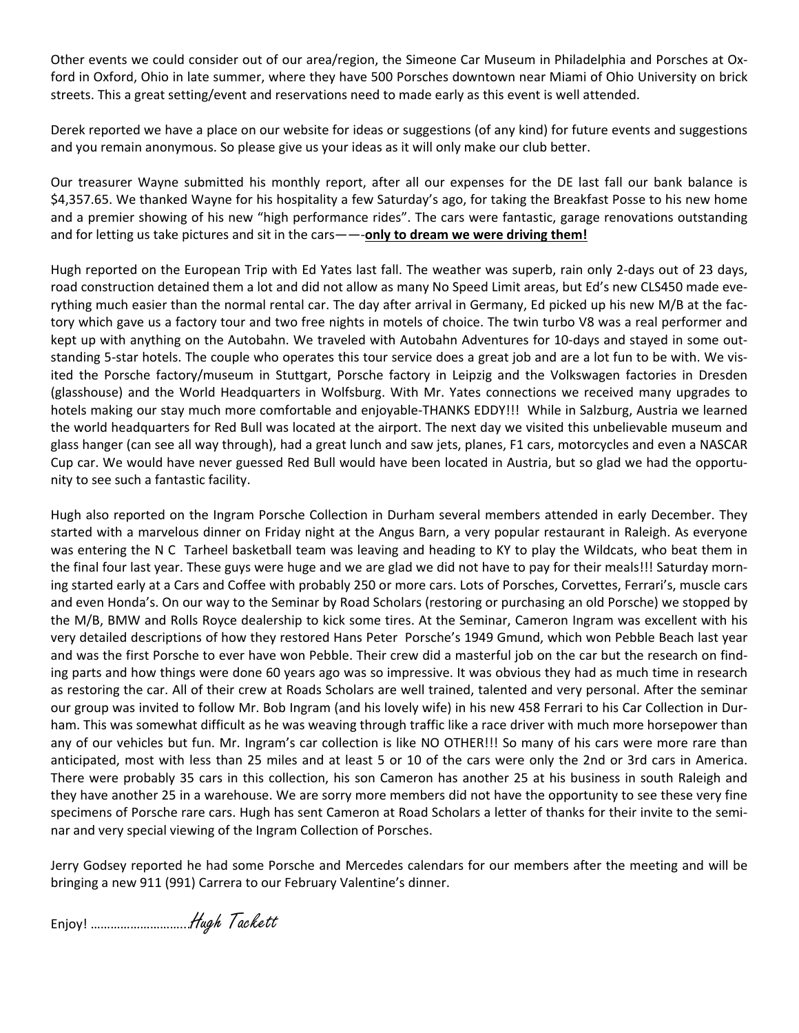Other events we could consider out of our area/region, the Simeone Car Museum in Philadelphia and Porsches at Oxford in Oxford, Ohio in late summer, where they have 500 Porsches downtown near Miami of Ohio University on brick streets. This a great setting/event and reservations need to made early as this event is well attended.

Derek reported we have a place on our website for ideas or suggestions (of any kind) for future events and suggestions and you remain anonymous. So please give us your ideas as it will only make our club better.

Our treasurer Wayne submitted his monthly report, after all our expenses for the DE last fall our bank balance is $4,357.65. We thanked Wayne for his hospitality a few Saturday's ago, for taking the Breakfast Posse to his new home and a premier showing of his new "high performance rides". The cars were fantastic, garage renovations outstanding and for letting us take pictures and sit in the cars——-**only to dream we were driving them!**

Hugh reported on the European Trip with Ed Yates last fall. The weather was superb, rain only 2-days out of 23 days, road construction detained them a lot and did not allow as many No Speed Limit areas, but Ed's new CLS450 made everything much easier than the normal rental car. The day after arrival in Germany, Ed picked up his new M/B at the factory which gave us a factory tour and two free nights in motels of choice. The twin turbo V8 was a real performer and kept up with anything on the Autobahn. We traveled with Autobahn Adventures for 10-days and stayed in some outstanding 5-star hotels. The couple who operates this tour service does a great job and are a lot fun to be with. We visited the Porsche factory/museum in Stuttgart, Porsche factory in Leipzig and the Volkswagen factories in Dresden (glasshouse) and the World Headquarters in Wolfsburg. With Mr. Yates connections we received many upgrades to hotels making our stay much more comfortable and enjoyable-THANKS EDDY!!! While in Salzburg, Austria we learned the world headquarters for Red Bull was located at the airport. The next day we visited this unbelievable museum and glass hanger (can see all way through), had a great lunch and saw jets, planes, F1 cars, motorcycles and even a NASCAR Cup car. We would have never guessed Red Bull would have been located in Austria, but so glad we had the opportunity to see such a fantastic facility.

Hugh also reported on the Ingram Porsche Collection in Durham several members attended in early December. They started with a marvelous dinner on Friday night at the Angus Barn, a very popular restaurant in Raleigh. As everyone was entering the N C Tarheel basketball team was leaving and heading to KY to play the Wildcats, who beat them in the final four last year. These guys were huge and we are glad we did not have to pay for their meals!!! Saturday morning started early at a Cars and Coffee with probably 250 or more cars. Lots of Porsches, Corvettes, Ferrari's, muscle cars and even Honda's. On our way to the Seminar by Road Scholars (restoring or purchasing an old Porsche) we stopped by the M/B, BMW and Rolls Royce dealership to kick some tires. At the Seminar, Cameron Ingram was excellent with his very detailed descriptions of how they restored Hans Peter Porsche's 1949 Gmund, which won Pebble Beach last year and was the first Porsche to ever have won Pebble. Their crew did a masterful job on the car but the research on finding parts and how things were done 60 years ago was so impressive. It was obvious they had as much time in research as restoring the car. All of their crew at Roads Scholars are well trained, talented and very personal. After the seminar our group was invited to follow Mr. Bob Ingram (and his lovely wife) in his new 458 Ferrari to his Car Collection in Durham. This was somewhat difficult as he was weaving through traffic like a race driver with much more horsepower than any of our vehicles but fun. Mr. Ingram's car collection is like NO OTHER!!! So many of his cars were more rare than anticipated, most with less than 25 miles and at least 5 or 10 of the cars were only the 2nd or 3rd cars in America. There were probably 35 cars in this collection, his son Cameron has another 25 at his business in south Raleigh and they have another 25 in a warehouse. We are sorry more members did not have the opportunity to see these very fine specimens of Porsche rare cars. Hugh has sent Cameron at Road Scholars a letter of thanks for their invite to the seminar and very special viewing of the Ingram Collection of Porsches.

Jerry Godsey reported he had some Porsche and Mercedes calendars for our members after the meeting and will be bringing a new 911 (991) Carrera to our February Valentine's dinner.

Enjoy! ………………………..*Hugh Tackett*